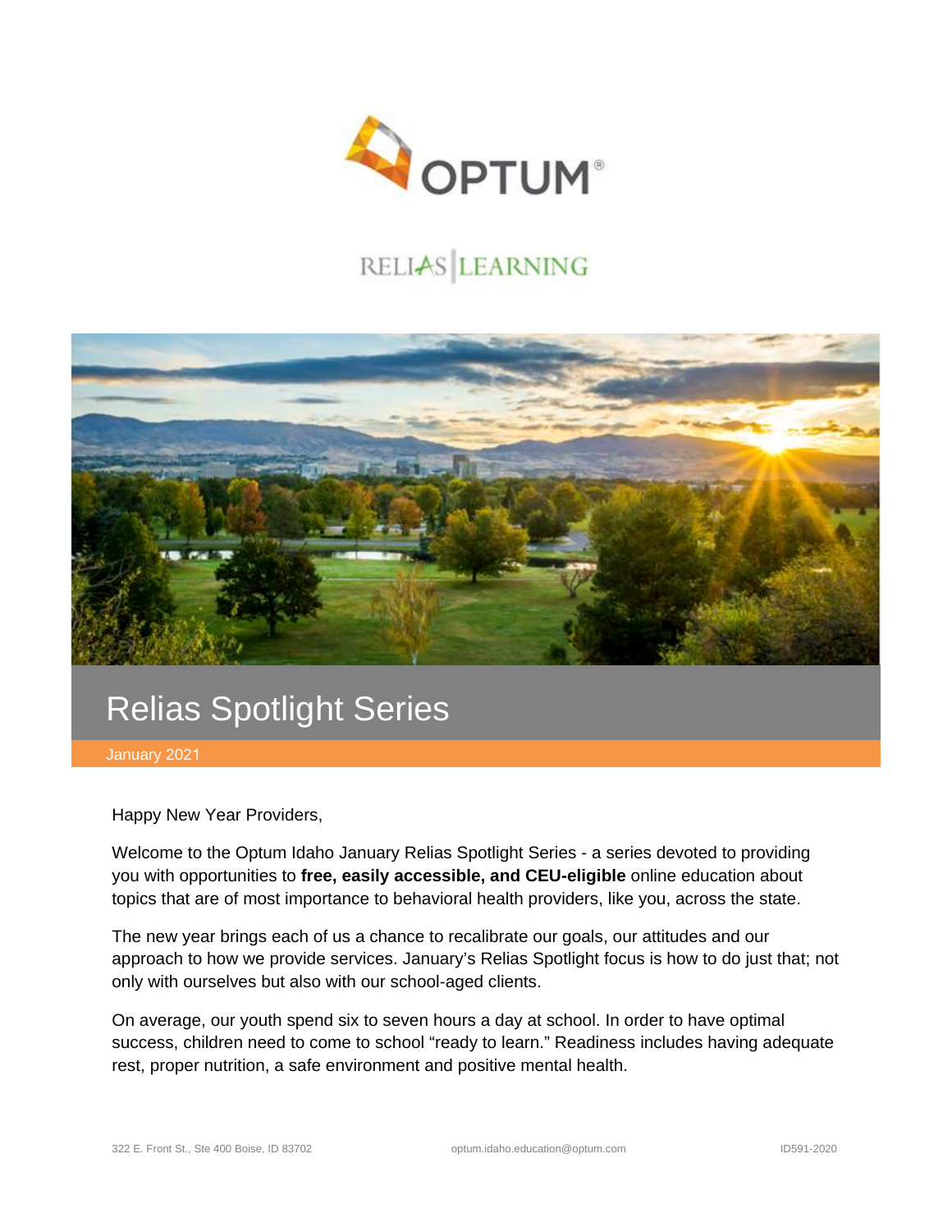# Relias Spotlight Series

January 2021

Happy New Year Providers,

Welcome to the Optum Idaho January Relias Spotlight Series - a series devoted to providing you with opportunities to **free, easily accessible, and CEU-eligible** online education about topics that are of most importance to behavioral health providers, like you, across the state.

The new year brings each of us a chance to recalibrate our goals, our attitudes and our approach to how we provide services. January's Relias Spotlight focus is how to do just that; not only with ourselves but also with our school-aged clients.

On average, our youth spend six to seven hours a day at school. In order to have optimal success, children need to come to school "ready to learn." Readiness includes having adequate rest, proper nutrition, a safe environment and positive mental health.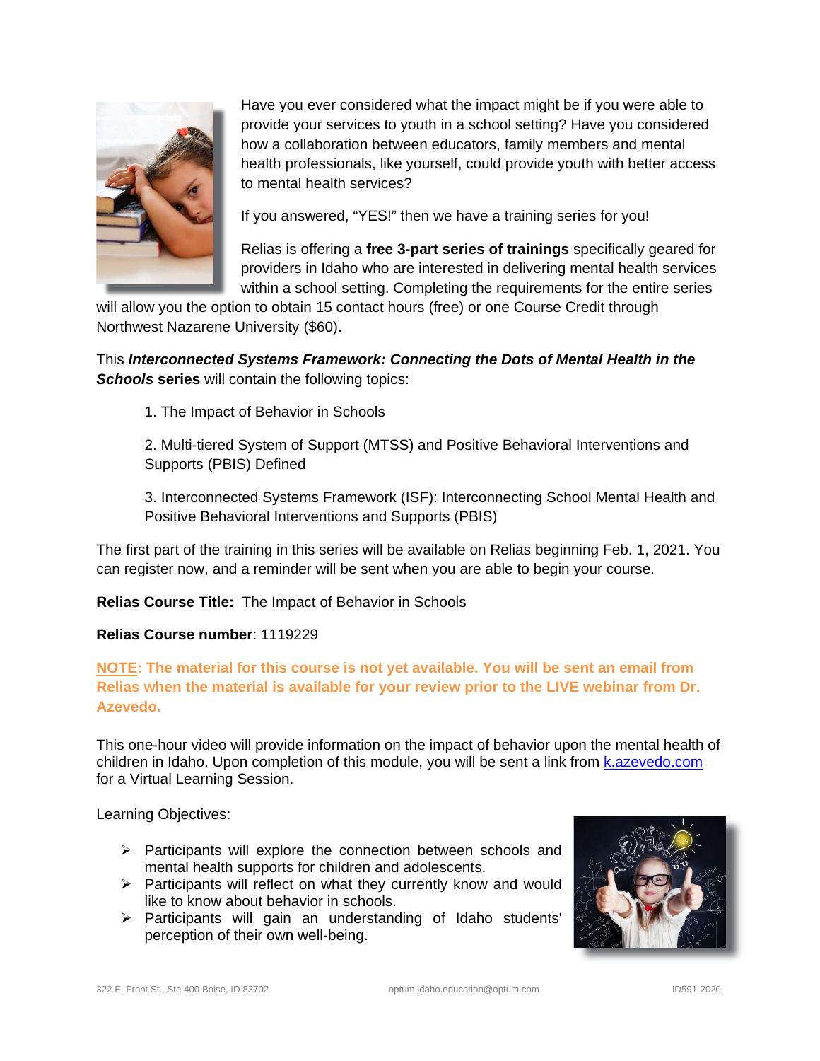Have you ever considered what the impact might be if you were able to provide your services to youth in a school setting? Have you considered how a collaboration between educators, family members and mental health professionals, like yourself, could provide youth with better access to mental health services?

If you answered, "YES!" then we have a training series for you!

Relias is offering a **free 3-part series of trainings** specifically geared for providers in Idaho who are interested in delivering mental health services within a school setting. Completing the requirements for the entire series will allow you the option to obtain 15 contact hours (free) or one Course Credit through Northwest Nazarene University ($60).

This ***Interconnected Systems Framework: Connecting the Dots of Mental Health in the Schools* series** will contain the following topics:

1. The Impact of Behavior in Schools
2. Multi-tiered System of Support (MTSS) and Positive Behavioral Interventions and Supports (PBIS) Defined
3. Interconnected Systems Framework (ISF): Interconnecting School Mental Health and Positive Behavioral Interventions and Supports (PBIS)

The first part of the training in this series will be available on Relias beginning Feb. 1, 2021. You can register now, and a reminder will be sent when you are able to begin your course.

**Relias Course Title:** The Impact of Behavior in Schools

**Relias Course number**: 1119229

**NOTE: The material for this course is not yet available. You will be sent an email from Relias when the material is available for your review prior to the LIVE webinar from Dr. Azevedo.**

This one-hour video will provide information on the impact of behavior upon the mental health of children in Idaho. Upon completion of this module, you will be sent a link from k.azevedo.com for a Virtual Learning Session.

Learning Objectives:

- Participants will explore the connection between schools and mental health supports for children and adolescents.
- Participants will reflect on what they currently know and would like to know about behavior in schools.
- Participants will gain an understanding of Idaho students' perception of their own well-being.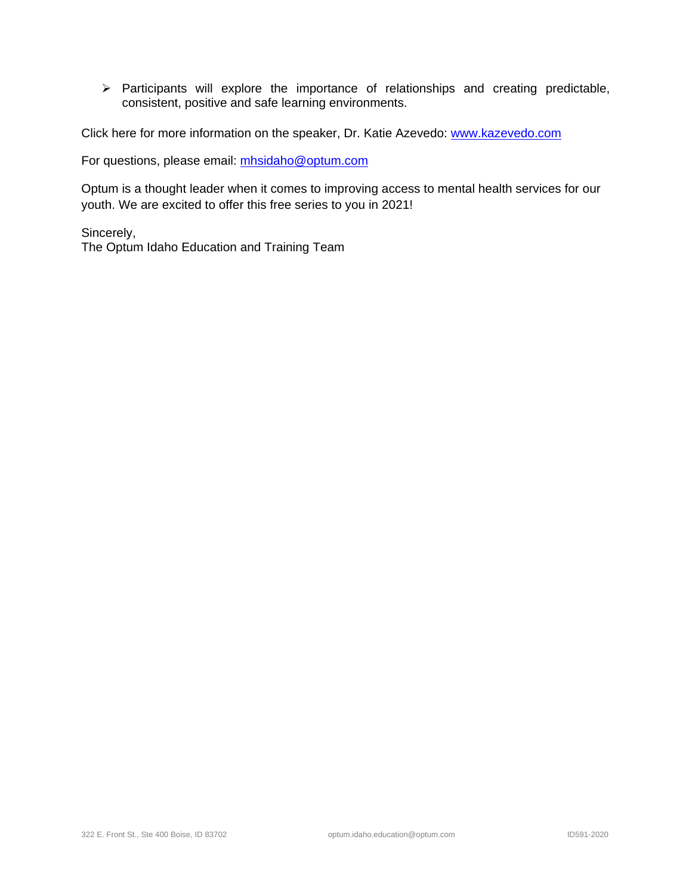- Participants will explore the importance of relationships and creating predictable, consistent, positive and safe learning environments.

Click here for more information on the speaker, Dr. Katie Azevedo: [www.kazevedo.com](http://www.kazevedo.com)

For questions, please email: [mhsidaho@optum.com](mailto:mhsidaho@optum.com)

Optum is a thought leader when it comes to improving access to mental health services for our youth. We are excited to offer this free series to you in 2021!

Sincerely,
The Optum Idaho Education and Training Team